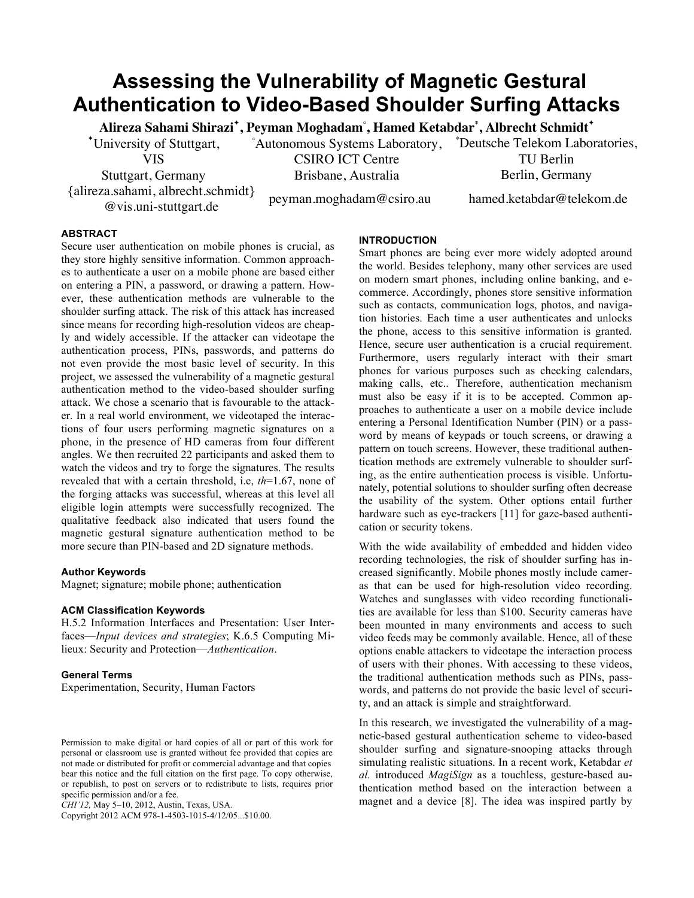# Assessing the Vulnerability of Magnetic Gestural Authentication to Video-Based Shoulder Surfing Attacks

**Alireza Sahami Shirazi[✦], Peyman Moghadam[°], Hamed Ketabdar[*], Albrecht Schmidt[✦]**

[✦]University of Stuttgart, VIS
Stuttgart, Germany
{alireza.sahami, albrecht.schmidt}@vis.uni-stuttgart.de

[°]Autonomous Systems Laboratory, CSIRO ICT Centre
Brisbane, Australia
peyman.moghadam@csiro.au

[*]Deutsche Telekom Laboratories, TU Berlin
Berlin, Germany
hamed.ketabdar@telekom.de

## ABSTRACT

Secure user authentication on mobile phones is crucial, as they store highly sensitive information. Common approaches to authenticate a user on a mobile phone are based either on entering a PIN, a password, or drawing a pattern. However, these authentication methods are vulnerable to the shoulder surfing attack. The risk of this attack has increased since means for recording high-resolution videos are cheaply and widely accessible. If the attacker can videotape the authentication process, PINs, passwords, and patterns do not even provide the most basic level of security. In this project, we assessed the vulnerability of a magnetic gestural authentication method to the video-based shoulder surfing attack. We chose a scenario that is favourable to the attacker. In a real world environment, we videotaped the interactions of four users performing magnetic signatures on a phone, in the presence of HD cameras from four different angles. We then recruited 22 participants and asked them to watch the videos and try to forge the signatures. The results revealed that with a certain threshold, i.e, *th*=1.67, none of the forging attacks was successful, whereas at this level all eligible login attempts were successfully recognized. The qualitative feedback also indicated that users found the magnetic gestural signature authentication method to be more secure than PIN-based and 2D signature methods.

### Author Keywords

Magnet; signature; mobile phone; authentication

### ACM Classification Keywords

H.5.2 Information Interfaces and Presentation: User Interfaces—*Input devices and strategies*; K.6.5 Computing Milieux: Security and Protection—*Authentication*.

### General Terms

Experimentation, Security, Human Factors

Permission to make digital or hard copies of all or part of this work for personal or classroom use is granted without fee provided that copies are not made or distributed for profit or commercial advantage and that copies bear this notice and the full citation on the first page. To copy otherwise, or republish, to post on servers or to redistribute to lists, requires prior specific permission and/or a fee.
*CHI'12,* May 5–10, 2012, Austin, Texas, USA.
Copyright 2012 ACM 978-1-4503-1015-4/12/05...$10.00.

## INTRODUCTION

Smart phones are being ever more widely adopted around the world. Besides telephony, many other services are used on modern smart phones, including online banking, and e-commerce. Accordingly, phones store sensitive information such as contacts, communication logs, photos, and navigation histories. Each time a user authenticates and unlocks the phone, access to this sensitive information is granted. Hence, secure user authentication is a crucial requirement. Furthermore, users regularly interact with their smart phones for various purposes such as checking calendars, making calls, etc.. Therefore, authentication mechanism must also be easy if it is to be accepted. Common approaches to authenticate a user on a mobile device include entering a Personal Identification Number (PIN) or a password by means of keypads or touch screens, or drawing a pattern on touch screens. However, these traditional authentication methods are extremely vulnerable to shoulder surfing, as the entire authentication process is visible. Unfortunately, potential solutions to shoulder surfing often decrease the usability of the system. Other options entail further hardware such as eye-trackers [11] for gaze-based authentication or security tokens.

With the wide availability of embedded and hidden video recording technologies, the risk of shoulder surfing has increased significantly. Mobile phones mostly include cameras that can be used for high-resolution video recording. Watches and sunglasses with video recording functionalities are available for less than $100. Security cameras have been mounted in many environments and access to such video feeds may be commonly available. Hence, all of these options enable attackers to videotape the interaction process of users with their phones. With accessing to these videos, the traditional authentication methods such as PINs, passwords, and patterns do not provide the basic level of security, and an attack is simple and straightforward.

In this research, we investigated the vulnerability of a magnetic-based gestural authentication scheme to video-based shoulder surfing and signature-snooping attacks through simulating realistic situations. In a recent work, Ketabdar *et al.* introduced *MagiSign* as a touchless, gesture-based authentication method based on the interaction between a magnet and a device [8]. The idea was inspired partly by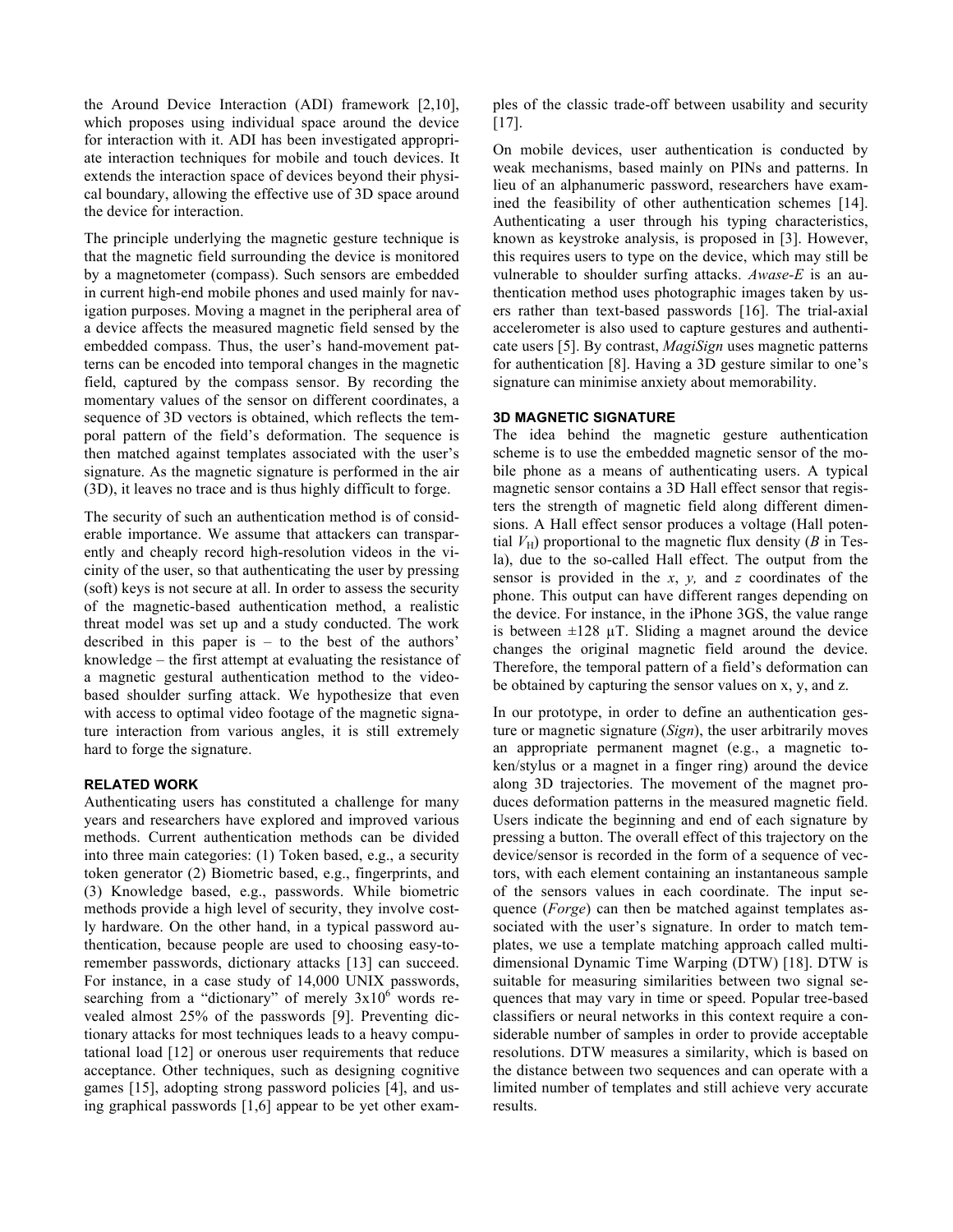the Around Device Interaction (ADI) framework [2,10], which proposes using individual space around the device for interaction with it. ADI has been investigated appropriate interaction techniques for mobile and touch devices. It extends the interaction space of devices beyond their physical boundary, allowing the effective use of 3D space around the device for interaction.

The principle underlying the magnetic gesture technique is that the magnetic field surrounding the device is monitored by a magnetometer (compass). Such sensors are embedded in current high-end mobile phones and used mainly for navigation purposes. Moving a magnet in the peripheral area of a device affects the measured magnetic field sensed by the embedded compass. Thus, the user's hand-movement patterns can be encoded into temporal changes in the magnetic field, captured by the compass sensor. By recording the momentary values of the sensor on different coordinates, a sequence of 3D vectors is obtained, which reflects the temporal pattern of the field's deformation. The sequence is then matched against templates associated with the user's signature. As the magnetic signature is performed in the air (3D), it leaves no trace and is thus highly difficult to forge.

The security of such an authentication method is of considerable importance. We assume that attackers can transparently and cheaply record high-resolution videos in the vicinity of the user, so that authenticating the user by pressing (soft) keys is not secure at all. In order to assess the security of the magnetic-based authentication method, a realistic threat model was set up and a study conducted. The work described in this paper is – to the best of the authors' knowledge – the first attempt at evaluating the resistance of a magnetic gestural authentication method to the video-based shoulder surfing attack. We hypothesize that even with access to optimal video footage of the magnetic signature interaction from various angles, it is still extremely hard to forge the signature.

## RELATED WORK

Authenticating users has constituted a challenge for many years and researchers have explored and improved various methods. Current authentication methods can be divided into three main categories: (1) Token based, e.g., a security token generator (2) Biometric based, e.g., fingerprints, and (3) Knowledge based, e.g., passwords. While biometric methods provide a high level of security, they involve costly hardware. On the other hand, in a typical password authentication, because people are used to choosing easy-to-remember passwords, dictionary attacks [13] can succeed. For instance, in a case study of 14,000 UNIX passwords, searching from a "dictionary" of merely $3x10^6$ words revealed almost 25% of the passwords [9]. Preventing dictionary attacks for most techniques leads to a heavy computational load [12] or onerous user requirements that reduce acceptance. Other techniques, such as designing cognitive games [15], adopting strong password policies [4], and using graphical passwords [1,6] appear to be yet other examples of the classic trade-off between usability and security [17].

On mobile devices, user authentication is conducted by weak mechanisms, based mainly on PINs and patterns. In lieu of an alphanumeric password, researchers have examined the feasibility of other authentication schemes [14]. Authenticating a user through his typing characteristics, known as keystroke analysis, is proposed in [3]. However, this requires users to type on the device, which may still be vulnerable to shoulder surfing attacks. *Awase-E* is an authentication method uses photographic images taken by users rather than text-based passwords [16]. The trial-axial accelerometer is also used to capture gestures and authenticate users [5]. By contrast, *MagiSign* uses magnetic patterns for authentication [8]. Having a 3D gesture similar to one's signature can minimise anxiety about memorability.

## 3D MAGNETIC SIGNATURE

The idea behind the magnetic gesture authentication scheme is to use the embedded magnetic sensor of the mobile phone as a means of authenticating users. A typical magnetic sensor contains a 3D Hall effect sensor that registers the strength of magnetic field along different dimensions. A Hall effect sensor produces a voltage (Hall potential $V_H$) proportional to the magnetic flux density ($B$ in Tesla), due to the so-called Hall effect. The output from the sensor is provided in the $x$, $y$, and $z$ coordinates of the phone. This output can have different ranges depending on the device. For instance, in the iPhone 3GS, the value range is between ±128 µT. Sliding a magnet around the device changes the original magnetic field around the device. Therefore, the temporal pattern of a field's deformation can be obtained by capturing the sensor values on x, y, and z.

In our prototype, in order to define an authentication gesture or magnetic signature (*Sign*), the user arbitrarily moves an appropriate permanent magnet (e.g., a magnetic token/stylus or a magnet in a finger ring) around the device along 3D trajectories. The movement of the magnet produces deformation patterns in the measured magnetic field. Users indicate the beginning and end of each signature by pressing a button. The overall effect of this trajectory on the device/sensor is recorded in the form of a sequence of vectors, with each element containing an instantaneous sample of the sensors values in each coordinate. The input sequence (*Forge*) can then be matched against templates associated with the user's signature. In order to match templates, we use a template matching approach called multi-dimensional Dynamic Time Warping (DTW) [18]. DTW is suitable for measuring similarities between two signal sequences that may vary in time or speed. Popular tree-based classifiers or neural networks in this context require a considerable number of samples in order to provide acceptable resolutions. DTW measures a similarity, which is based on the distance between two sequences and can operate with a limited number of templates and still achieve very accurate results.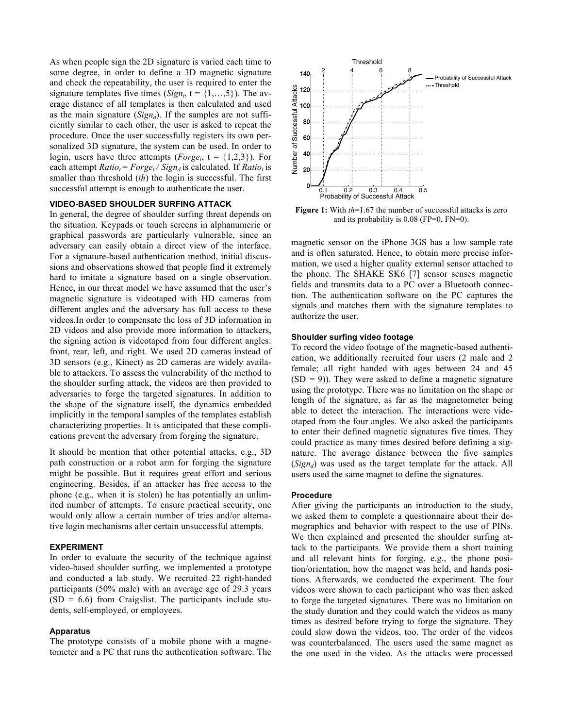As when people sign the 2D signature is varied each time to some degree, in order to define a 3D magnetic signature and check the repeatability, the user is required to enter the signature templates five times ($Sign_t$, t = {1,…,5}). The average distance of all templates is then calculated and used as the main signature ($Sign_d$). If the samples are not sufficiently similar to each other, the user is asked to repeat the procedure. Once the user successfully registers its own personalized 3D signature, the system can be used. In order to login, users have three attempts ($Forge_t$, t = {1,2,3}). For each attempt $Ratio_t = Forge_t / Sign_d$ is calculated. If $Ratio_t$ is smaller than threshold (*th*) the login is successful. The first successful attempt is enough to authenticate the user.

### VIDEO-BASED SHOULDER SURFING ATTACK

In general, the degree of shoulder surfing threat depends on the situation. Keypads or touch screens in alphanumeric or graphical passwords are particularly vulnerable, since an adversary can easily obtain a direct view of the interface. For a signature-based authentication method, initial discussions and observations showed that people find it extremely hard to imitate a signature based on a single observation. Hence, in our threat model we have assumed that the user's magnetic signature is videotaped with HD cameras from different angles and the adversary has full access to these videos.In order to compensate the loss of 3D information in 2D videos and also provide more information to attackers, the signing action is videotaped from four different angles: front, rear, left, and right. We used 2D cameras instead of 3D sensors (e.g., Kinect) as 2D cameras are widely available to attackers. To assess the vulnerability of the method to the shoulder surfing attack, the videos are then provided to adversaries to forge the targeted signatures. In addition to the shape of the signature itself, the dynamics embedded implicitly in the temporal samples of the templates establish characterizing properties. It is anticipated that these complications prevent the adversary from forging the signature.

It should be mention that other potential attacks, e.g., 3D path construction or a robot arm for forging the signature might be possible. But it requires great effort and serious engineering. Besides, if an attacker has free access to the phone (e.g., when it is stolen) he has potentially an unlimited number of attempts. To ensure practical security, one would only allow a certain number of tries and/or alternative login mechanisms after certain unsuccessful attempts.

### EXPERIMENT

In order to evaluate the security of the technique against video-based shoulder surfing, we implemented a prototype and conducted a lab study. We recruited 22 right-handed participants (50% male) with an average age of 29.3 years (SD = 6.6) from Craigslist. The participants include students, self-employed, or employees.

#### Apparatus

The prototype consists of a mobile phone with a magnetometer and a PC that runs the authentication software. The magnetic sensor on the iPhone 3GS has a low sample rate and is often saturated. Hence, to obtain more precise information, we used a higher quality external sensor attached to the phone. The SHAKE SK6 [7] sensor senses magnetic fields and transmits data to a PC over a Bluetooth connection. The authentication software on the PC captures the signals and matches them with the signature templates to authorize the user.

**Figure 1:** With *th*=1.67 the number of successful attacks is zero and its probability is 0.08 (FP=0, FN=0).

#### Shoulder surfing video footage

To record the video footage of the magnetic-based authentication, we additionally recruited four users (2 male and 2 female; all right handed with ages between 24 and 45 (SD = 9)). They were asked to define a magnetic signature using the prototype. There was no limitation on the shape or length of the signature, as far as the magnetometer being able to detect the interaction. The interactions were videotaped from the four angles. We also asked the participants to enter their defined magnetic signatures five times. They could practice as many times desired before defining a signature. The average distance between the five samples ($Sign_d$) was used as the target template for the attack. All users used the same magnet to define the signatures.

#### Procedure

After giving the participants an introduction to the study, we asked them to complete a questionnaire about their demographics and behavior with respect to the use of PINs. We then explained and presented the shoulder surfing attack to the participants. We provide them a short training and all relevant hints for forging, e.g., the phone position/orientation, how the magnet was held, and hands positions. Afterwards, we conducted the experiment. The four videos were shown to each participant who was then asked to forge the targeted signatures. There was no limitation on the study duration and they could watch the videos as many times as desired before trying to forge the signature. They could slow down the videos, too. The order of the videos was counterbalanced. The users used the same magnet as the one used in the video. As the attacks were processed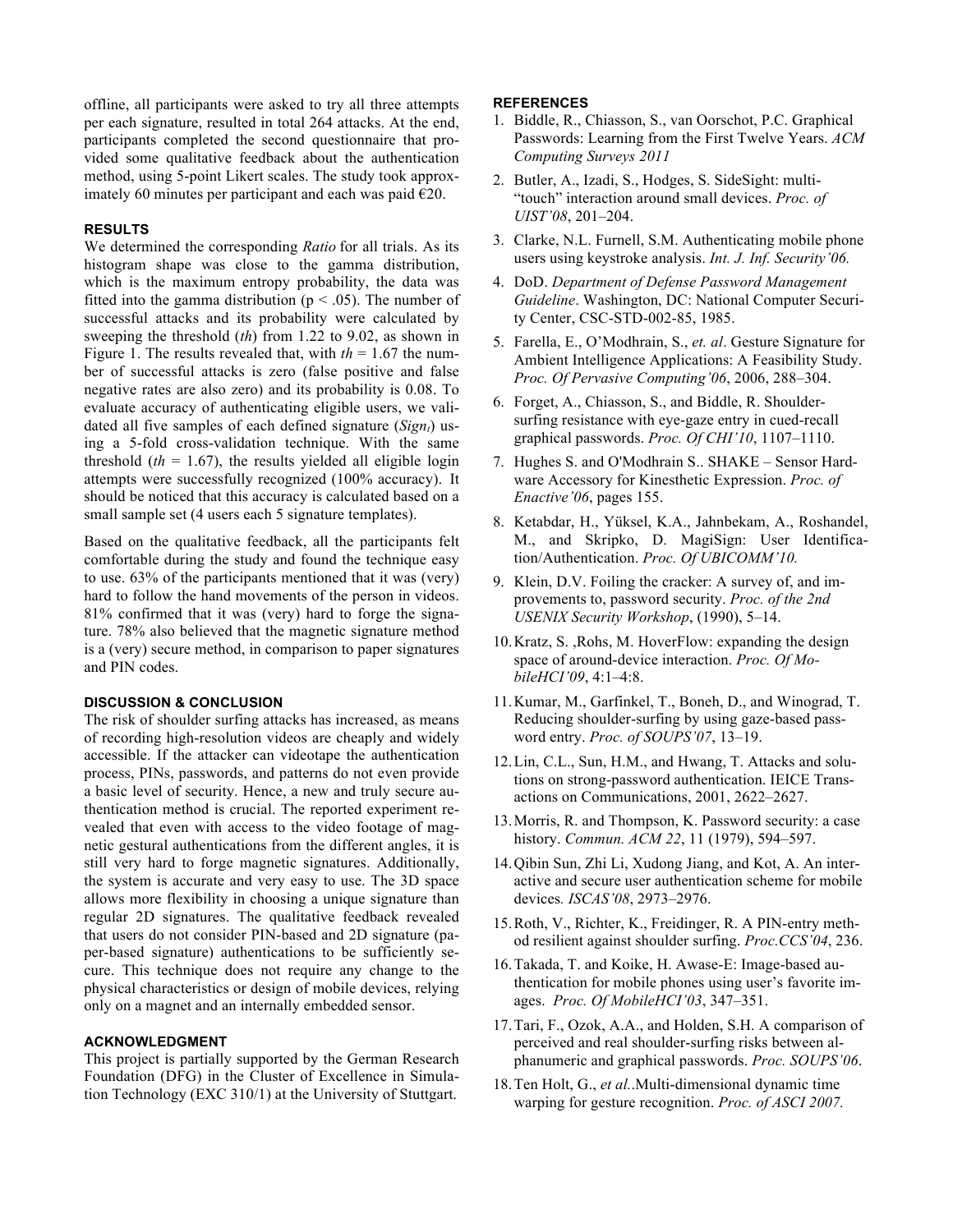offline, all participants were asked to try all three attempts per each signature, resulted in total 264 attacks. At the end, participants completed the second questionnaire that provided some qualitative feedback about the authentication method, using 5-point Likert scales. The study took approximately 60 minutes per participant and each was paid €20.

## RESULTS

We determined the corresponding *Ratio* for all trials. As its histogram shape was close to the gamma distribution, which is the maximum entropy probability, the data was fitted into the gamma distribution ($p < .05$). The number of successful attacks and its probability were calculated by sweeping the threshold (*th*) from 1.22 to 9.02, as shown in Figure 1. The results revealed that, with $th = 1.67$ the number of successful attacks is zero (false positive and false negative rates are also zero) and its probability is 0.08. To evaluate accuracy of authenticating eligible users, we validated all five samples of each defined signature ($Sign_t$) using a 5-fold cross-validation technique. With the same threshold ($th = 1.67$), the results yielded all eligible login attempts were successfully recognized (100% accuracy). It should be noticed that this accuracy is calculated based on a small sample set (4 users each 5 signature templates).

Based on the qualitative feedback, all the participants felt comfortable during the study and found the technique easy to use. 63% of the participants mentioned that it was (very) hard to follow the hand movements of the person in videos. 81% confirmed that it was (very) hard to forge the signature. 78% also believed that the magnetic signature method is a (very) secure method, in comparison to paper signatures and PIN codes.

## DISCUSSION & CONCLUSION

The risk of shoulder surfing attacks has increased, as means of recording high-resolution videos are cheaply and widely accessible. If the attacker can videotape the authentication process, PINs, passwords, and patterns do not even provide a basic level of security. Hence, a new and truly secure authentication method is crucial. The reported experiment revealed that even with access to the video footage of magnetic gestural authentications from the different angles, it is still very hard to forge magnetic signatures. Additionally, the system is accurate and very easy to use. The 3D space allows more flexibility in choosing a unique signature than regular 2D signatures. The qualitative feedback revealed that users do not consider PIN-based and 2D signature (paper-based signature) authentications to be sufficiently secure. This technique does not require any change to the physical characteristics or design of mobile devices, relying only on a magnet and an internally embedded sensor.

## ACKNOWLEDGMENT

This project is partially supported by the German Research Foundation (DFG) in the Cluster of Excellence in Simulation Technology (EXC 310/1) at the University of Stuttgart.

## REFERENCES

1. Biddle, R., Chiasson, S., van Oorschot, P.C. Graphical Passwords: Learning from the First Twelve Years. *ACM Computing Surveys 2011*
2. Butler, A., Izadi, S., Hodges, S. SideSight: multi-"touch" interaction around small devices. *Proc. of UIST'08*, 201–204.
3. Clarke, N.L. Furnell, S.M. Authenticating mobile phone users using keystroke analysis. *Int. J. Inf. Security'06.*
4. DoD. *Department of Defense Password Management Guideline*. Washington, DC: National Computer Security Center, CSC-STD-002-85, 1985.
5. Farella, E., O'Modhrain, S., *et. al*. Gesture Signature for Ambient Intelligence Applications: A Feasibility Study. *Proc. Of Pervasive Computing'06*, 2006, 288–304.
6. Forget, A., Chiasson, S., and Biddle, R. Shoulder-surfing resistance with eye-gaze entry in cued-recall graphical passwords. *Proc. Of CHI'10*, 1107–1110.
7. Hughes S. and O'Modhrain S.. SHAKE – Sensor Hardware Accessory for Kinesthetic Expression. *Proc. of Enactive'06*, pages 155.
8. Ketabdar, H., Yüksel, K.A., Jahnbekam, A., Roshandel, M., and Skripko, D. MagiSign: User Identification/Authentication. *Proc. Of UBICOMM'10.*
9. Klein, D.V. Foiling the cracker: A survey of, and improvements to, password security. *Proc. of the 2nd USENIX Security Workshop*, (1990), 5–14.
10. Kratz, S. ,Rohs, M. HoverFlow: expanding the design space of around-device interaction. *Proc. Of MobileHCI'09*, 4:1–4:8.
11. Kumar, M., Garfinkel, T., Boneh, D., and Winograd, T. Reducing shoulder-surfing by using gaze-based password entry. *Proc. of SOUPS'07*, 13–19.
12. Lin, C.L., Sun, H.M., and Hwang, T. Attacks and solutions on strong-password authentication. IEICE Transactions on Communications, 2001, 2622–2627.
13. Morris, R. and Thompson, K. Password security: a case history. *Commun. ACM 22*, 11 (1979), 594–597.
14. Qibin Sun, Zhi Li, Xudong Jiang, and Kot, A. An interactive and secure user authentication scheme for mobile devices*. ISCAS'08*, 2973–2976.
15. Roth, V., Richter, K., Freidinger, R. A PIN-entry method resilient against shoulder surfing. *Proc.CCS'04*, 236.
16. Takada, T. and Koike, H. Awase-E: Image-based authentication for mobile phones using user's favorite images. *Proc. Of MobileHCI'03*, 347–351.
17. Tari, F., Ozok, A.A., and Holden, S.H. A comparison of perceived and real shoulder-surfing risks between alphanumeric and graphical passwords. *Proc. SOUPS'06*.
18. Ten Holt, G., *et al.*.Multi-dimensional dynamic time warping for gesture recognition. *Proc. of ASCI 2007.*